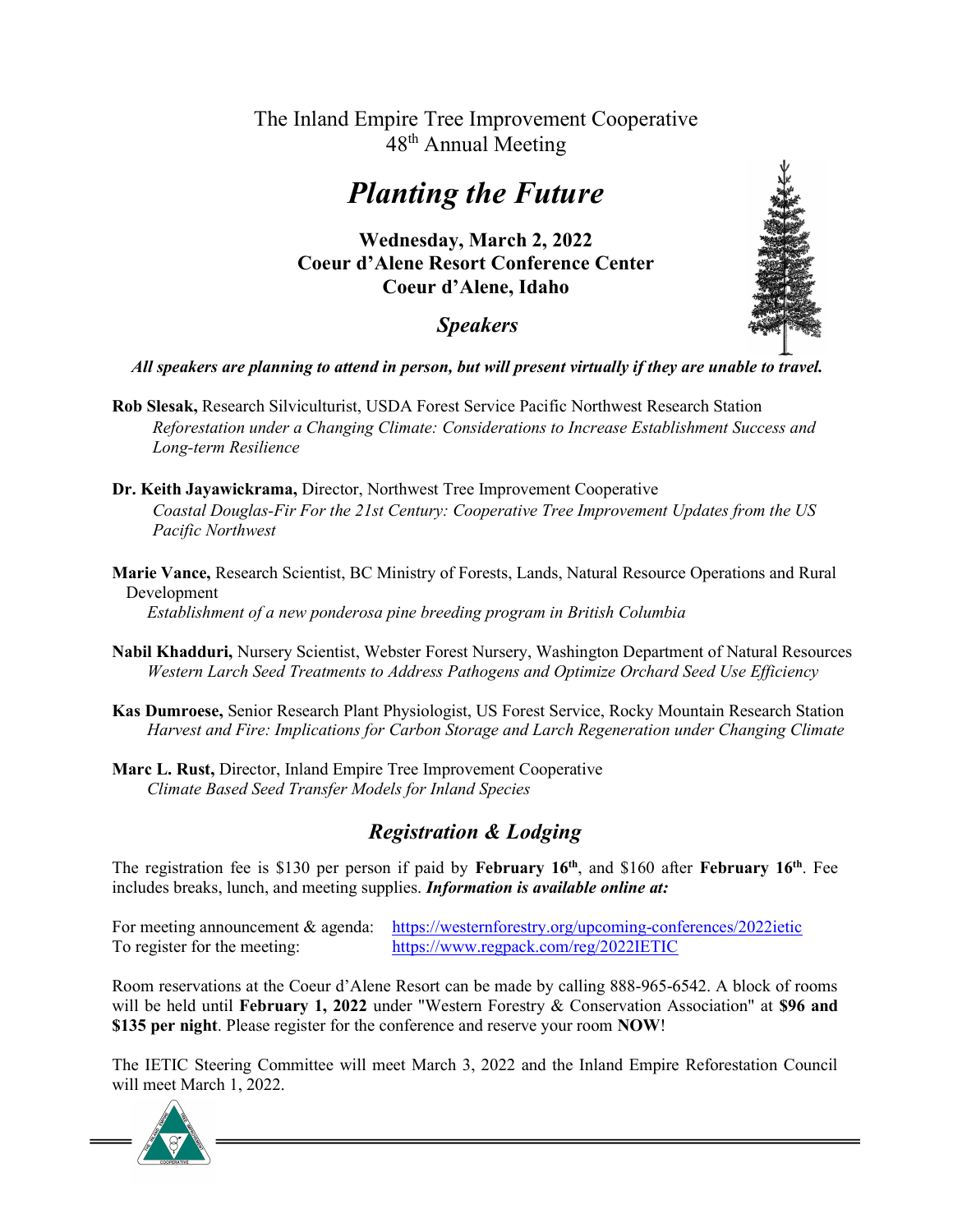The Inland Empire Tree Improvement Cooperative
48th Annual Meeting

# *Planting the Future*

**Wednesday, March 2, 2022**
**Coeur d'Alene Resort Conference Center**
**Coeur d'Alene, Idaho**

## *Speakers*

***All speakers are planning to attend in person, but will present virtually if they are unable to travel.***

**Rob Slesak,** Research Silviculturist, USDA Forest Service Pacific Northwest Research Station
*Reforestation under a Changing Climate: Considerations to Increase Establishment Success and Long-term Resilience*

**Dr. Keith Jayawickrama,** Director, Northwest Tree Improvement Cooperative
*Coastal Douglas-Fir For the 21st Century: Cooperative Tree Improvement Updates from the US Pacific Northwest*

**Marie Vance,** Research Scientist, BC Ministry of Forests, Lands, Natural Resource Operations and Rural Development
*Establishment of a new ponderosa pine breeding program in British Columbia*

**Nabil Khadduri,** Nursery Scientist, Webster Forest Nursery, Washington Department of Natural Resources
*Western Larch Seed Treatments to Address Pathogens and Optimize Orchard Seed Use Efficiency*

**Kas Dumroese,** Senior Research Plant Physiologist, US Forest Service, Rocky Mountain Research Station
*Harvest and Fire: Implications for Carbon Storage and Larch Regeneration under Changing Climate*

**Marc L. Rust,** Director, Inland Empire Tree Improvement Cooperative
*Climate Based Seed Transfer Models for Inland Species*

## *Registration & Lodging*

The registration fee is $130 per person if paid by **February 16th**, and $160 after **February 16th**. Fee includes breaks, lunch, and meeting supplies. ***Information is available online at:***

For meeting announcement & agenda: https://westernforestry.org/upcoming-conferences/2022ietic
To register for the meeting: https://www.regpack.com/reg/2022IETIC

Room reservations at the Coeur d'Alene Resort can be made by calling 888-965-6542. A block of rooms will be held until **February 1, 2022** under "Western Forestry & Conservation Association" at **$96 and $135 per night**. Please register for the conference and reserve your room **NOW**!

The IETIC Steering Committee will meet March 3, 2022 and the Inland Empire Reforestation Council will meet March 1, 2022.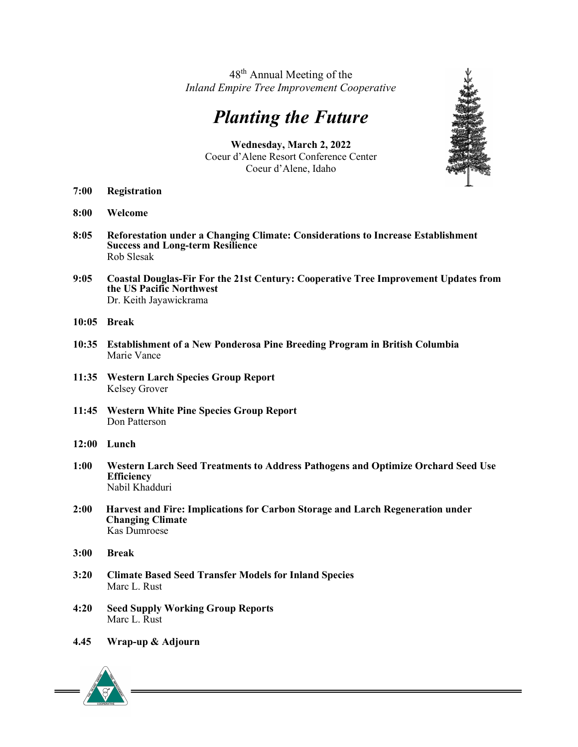48th Annual Meeting of the
*Inland Empire Tree Improvement Cooperative*

# *Planting the Future*

**Wednesday, March 2, 2022**
Coeur d'Alene Resort Conference Center
Coeur d'Alene, Idaho

**7:00 Registration**

**8:00 Welcome**

**8:05 Reforestation under a Changing Climate: Considerations to Increase Establishment Success and Long-term Resilience**
Rob Slesak

**9:05 Coastal Douglas-Fir For the 21st Century: Cooperative Tree Improvement Updates from the US Pacific Northwest**
Dr. Keith Jayawickrama

**10:05 Break**

**10:35 Establishment of a New Ponderosa Pine Breeding Program in British Columbia**
Marie Vance

**11:35 Western Larch Species Group Report**
Kelsey Grover

**11:45 Western White Pine Species Group Report**
Don Patterson

**12:00 Lunch**

**1:00 Western Larch Seed Treatments to Address Pathogens and Optimize Orchard Seed Use Efficiency**
Nabil Khadduri

**2:00 Harvest and Fire: Implications for Carbon Storage and Larch Regeneration under Changing Climate**
Kas Dumroese

**3:00 Break**

**3:20 Climate Based Seed Transfer Models for Inland Species**
Marc L. Rust

**4:20 Seed Supply Working Group Reports**
Marc L. Rust

**4.45 Wrap-up & Adjourn**